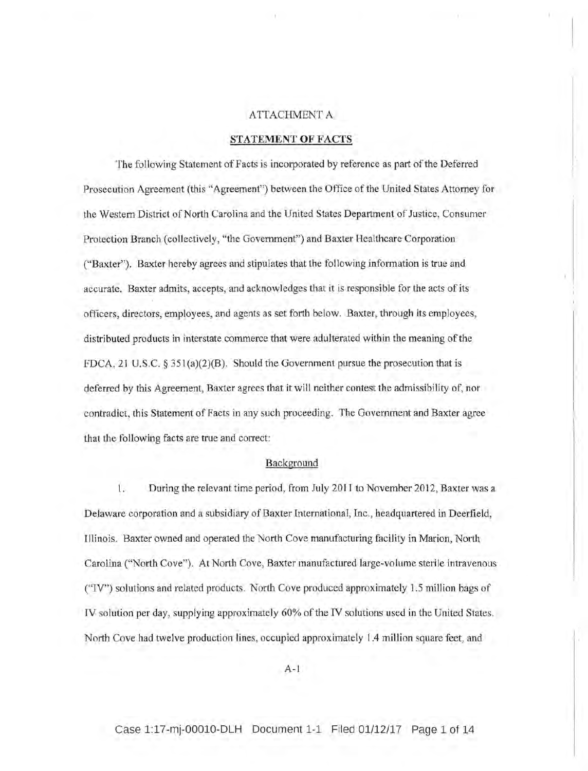## ATTACHMENT A

## STATEMENT OF FACTS

The following Statement of Facts is incorporated by reference as part of the Deferred Prosecution Agreement (this "Agreement") between the Office of the United States Attorney for the Western District of North Carolina and the United States Department of Justice, Consumer Protection Branch (collectively, "the Government") and Baxter Healthcare Corporation ("Baxter"). Baxter hereby agrees and stipulates that the following information is true and accurate. Baxter admits, accepts, and acknowledges that it is responsible for the acts of its officers, directors, employees, and agents as set forth below. Baxter, through its employees, distributed products in interstate commerce that were adulterated within the meaning of the FDCA, 21 U.S.C. § 351(a)(2)(B). Should the Government pursue the prosecution that is deferred by this Agreement, Baxter agrees that it will neither contest the admissibility of, nor contradict, this Statement of Facts in any such proceeding. The Government and Baxter agree that the following facts are true and correct:

### Background

1. During the relevant time period, from July 2011 to November 2012, Baxter was a Delaware corporation and a subsidiary of Baxter International, Inc., headquartered in Deerfield, Illinois. Baxter owned and operated the North Cove manufacturing facility in Marion, North Carolina ("North Cove"). At North Cove, Baxter manufactured large-volume sterile intravenous ("IV") solutions and related products. North Cove produced approximately 1.5 million bags of IV solution per day, supplying approximately 60% of the IV solutions used in the United States. North Cove had twelve production lines, occupied approximately 1.4 million square feet, and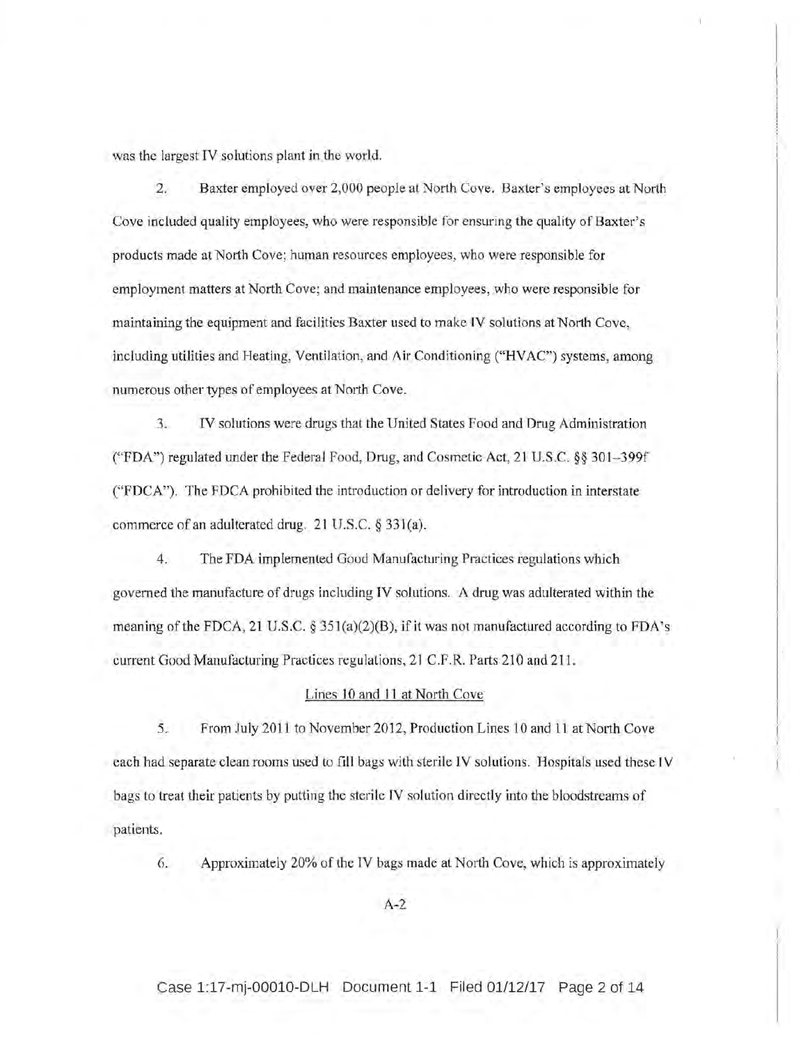was the largest IV solutions plant in the world.

2. Baxter employed over 2,000 people at North Cove. Baxter's employees at North Cove included quality employees, who were responsible for ensuring the quality of Baxter's products made at North Cove; human resources employees, who were responsible for employment matters at North Cove; and maintenance employees, who were responsible for maintaining the equipment and facilities Baxter used to make IV solutions at North Cove, including utilities and Heating, Ventilation, and Air Conditioning ("HVAC") systems, among numerous other types of employees at North Cove.

3. IV solutions were drugs that the United States Food and Drug Administration ("FDA") regulated under the Federal Food, Drug, and Cosmetic Act, 21 U.S.C. §§ 301–399f ("FDCA"). The FDCA prohibited the introduction or delivery for introduction in interstate commerce of an adulterated drug. 21 U.S.C. § 331(a).

4. The FDA implemented Good Manufacturing Practices regulations which governed the manufacture of drugs including IV solutions. A drug was adulterated within the meaning of the FDCA, 21 U.S.C. § 351(a)(2)(B), if it was not manufactured according to FDA's current Good Manufacturing Practices regulations, 21 C.F.R. Parts 210 and 211.

Lines 10 and 11 at North Cove

5. From July 2011 to November 2012, Production Lines 10 and 11 at North Cove each had separate clean rooms used to fill bags with sterile IV solutions. Hospitals used these IV bags to treat their patients by putting the sterile IV solution directly into the bloodstreams of patients.

6. Approximately 20% of the IV bags made at North Cove, which is approximately

A-2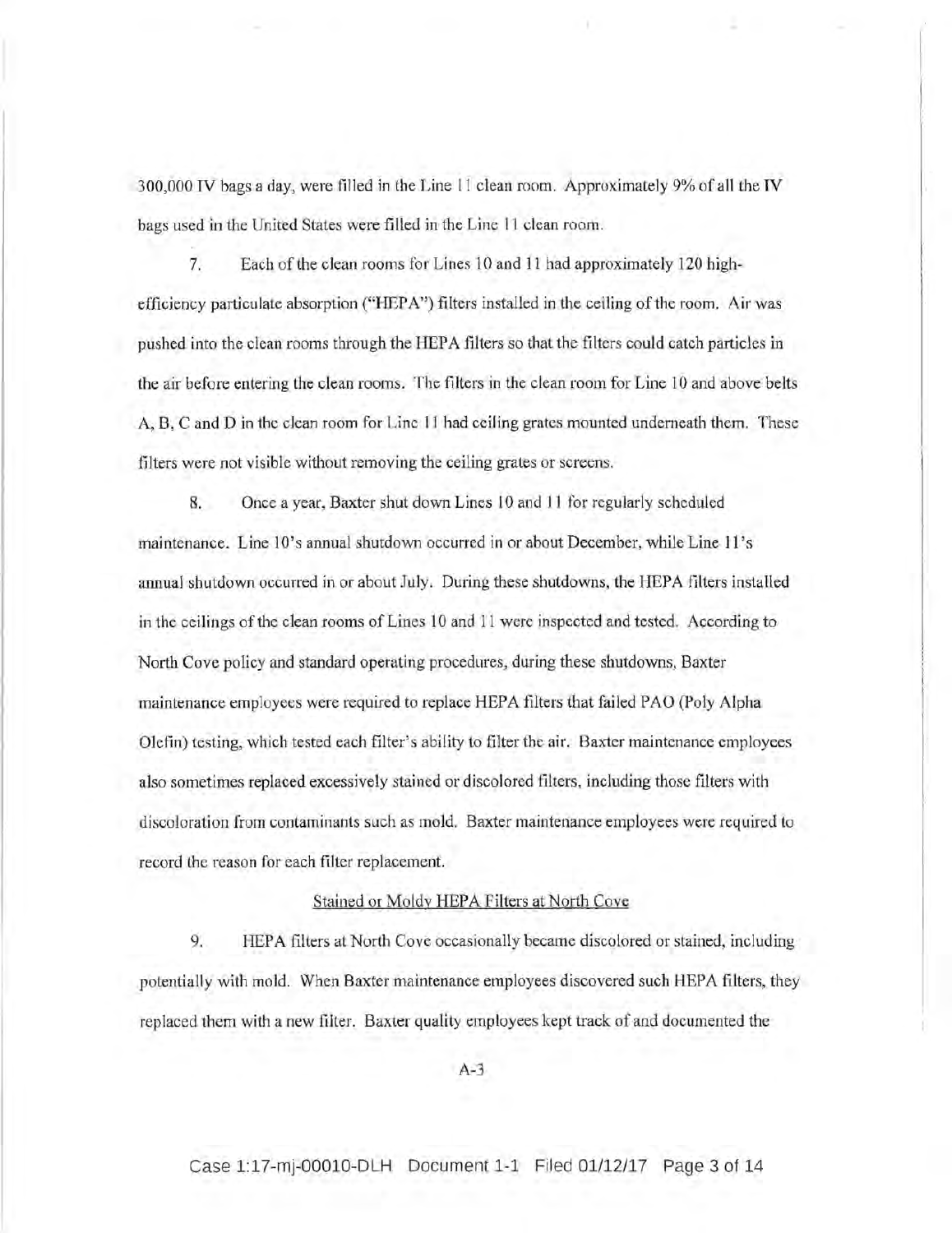300,000 IV bags a day, were filled in the Line 11 clean room. Approximately 9% of all the IV bags used in the United States were filled in the Line 11 clean room.

7. Each of the clean rooms for Lines 10 and 11 had approximately 120 high-efficiency particulate absorption ("HEPA") filters installed in the ceiling of the room. Air was pushed into the clean rooms through the HEPA filters so that the filters could catch particles in the air before entering the clean rooms. The filters in the clean room for Line 10 and above belts A, B, C and D in the clean room for Line 11 had ceiling grates mounted underneath them. These filters were not visible without removing the ceiling grates or screens.

8. Once a year, Baxter shut down Lines 10 and 11 for regularly scheduled maintenance. Line 10's annual shutdown occurred in or about December, while Line 11's annual shutdown occurred in or about July. During these shutdowns, the HEPA filters installed in the ceilings of the clean rooms of Lines 10 and 11 were inspected and tested. According to North Cove policy and standard operating procedures, during these shutdowns, Baxter maintenance employees were required to replace HEPA filters that failed PAO (Poly Alpha Olefin) testing, which tested each filter's ability to filter the air. Baxter maintenance employees also sometimes replaced excessively stained or discolored filters, including those filters with discoloration from contaminants such as mold. Baxter maintenance employees were required to record the reason for each filter replacement.

Stained or Moldy HEPA Filters at North Cove

9. HEPA filters at North Cove occasionally became discolored or stained, including potentially with mold. When Baxter maintenance employees discovered such HEPA filters, they replaced them with a new filter. Baxter quality employees kept track of and documented the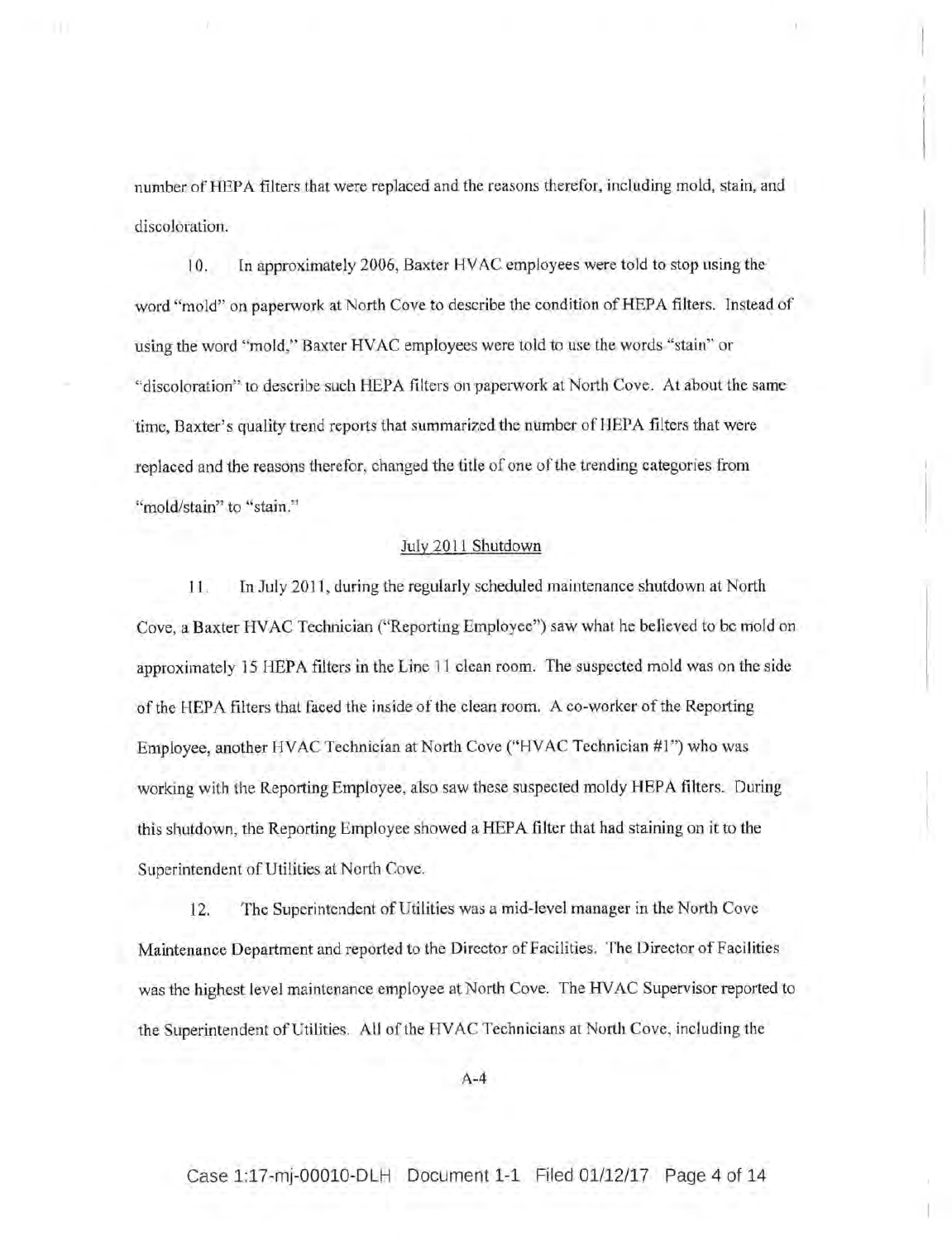number of HEPA filters that were replaced and the reasons therefor, including mold, stain, and discoloration.

10. In approximately 2006, Baxter HVAC employees were told to stop using the word "mold" on paperwork at North Cove to describe the condition of HEPA filters. Instead of using the word "mold," Baxter HVAC employees were told to use the words "stain" or "discoloration" to describe such HEPA filters on paperwork at North Cove. At about the same time, Baxter's quality trend reports that summarized the number of HEPA filters that were replaced and the reasons therefor, changed the title of one of the trending categories from "mold/stain" to "stain."

## July 2011 Shutdown

11. In July 2011, during the regularly scheduled maintenance shutdown at North Cove, a Baxter HVAC Technician ("Reporting Employee") saw what he believed to be mold on approximately 15 HEPA filters in the Line 11 clean room. The suspected mold was on the side of the HEPA filters that faced the inside of the clean room. A co-worker of the Reporting Employee, another HVAC Technician at North Cove ("HVAC Technician #1") who was working with the Reporting Employee, also saw these suspected moldy HEPA filters. During this shutdown, the Reporting Employee showed a HEPA filter that had staining on it to the Superintendent of Utilities at North Cove.

12. The Superintendent of Utilities was a mid-level manager in the North Cove Maintenance Department and reported to the Director of Facilities. The Director of Facilities was the highest level maintenance employee at North Cove. The HVAC Supervisor reported to the Superintendent of Utilities. All of the HVAC Technicians at North Cove, including the

A-4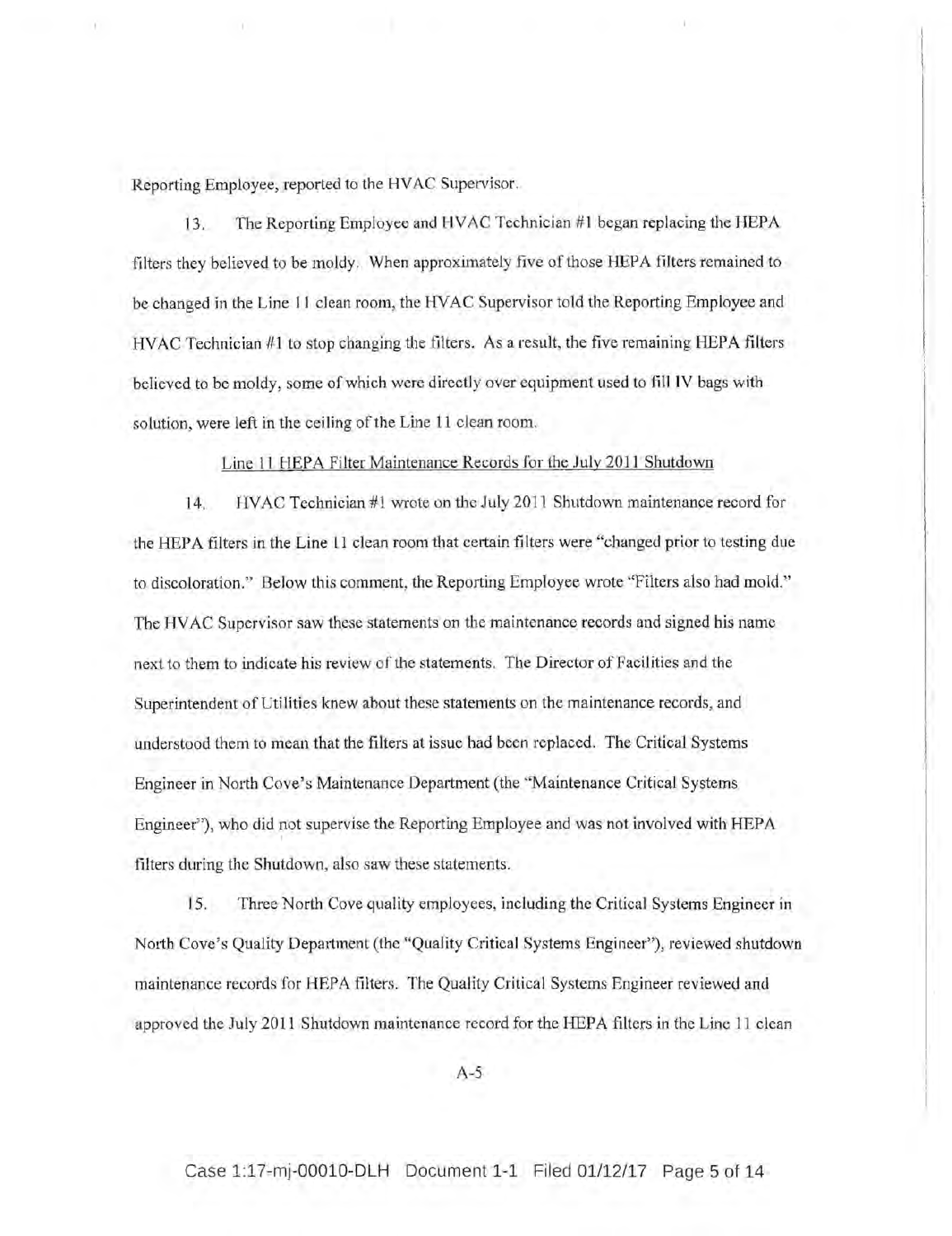Reporting Employee, reported to the HVAC Supervisor.

13. The Reporting Employee and HVAC Technician #1 began replacing the HEPA filters they believed to be moldy. When approximately five of those HEPA filters remained to be changed in the Line 11 clean room, the HVAC Supervisor told the Reporting Employee and HVAC Technician #1 to stop changing the filters. As a result, the five remaining HEPA filters believed to be moldy, some of which were directly over equipment used to fill IV bags with solution, were left in the ceiling of the Line 11 clean room.

Line 11 HEPA Filter Maintenance Records for the July 2011 Shutdown

14. HVAC Technician #1 wrote on the July 2011 Shutdown maintenance record for the HEPA filters in the Line 11 clean room that certain filters were "changed prior to testing due to discoloration." Below this comment, the Reporting Employee wrote "Filters also had mold." The HVAC Supervisor saw these statements on the maintenance records and signed his name next to them to indicate his review of the statements. The Director of Facilities and the Superintendent of Utilities knew about these statements on the maintenance records, and understood them to mean that the filters at issue had been replaced. The Critical Systems Engineer in North Cove's Maintenance Department (the "Maintenance Critical Systems Engineer"), who did not supervise the Reporting Employee and was not involved with HEPA filters during the Shutdown, also saw these statements.

15. Three North Cove quality employees, including the Critical Systems Engineer in North Cove's Quality Department (the "Quality Critical Systems Engineer"), reviewed shutdown maintenance records for HEPA filters. The Quality Critical Systems Engineer reviewed and approved the July 2011 Shutdown maintenance record for the HEPA filters in the Line 11 clean

A-5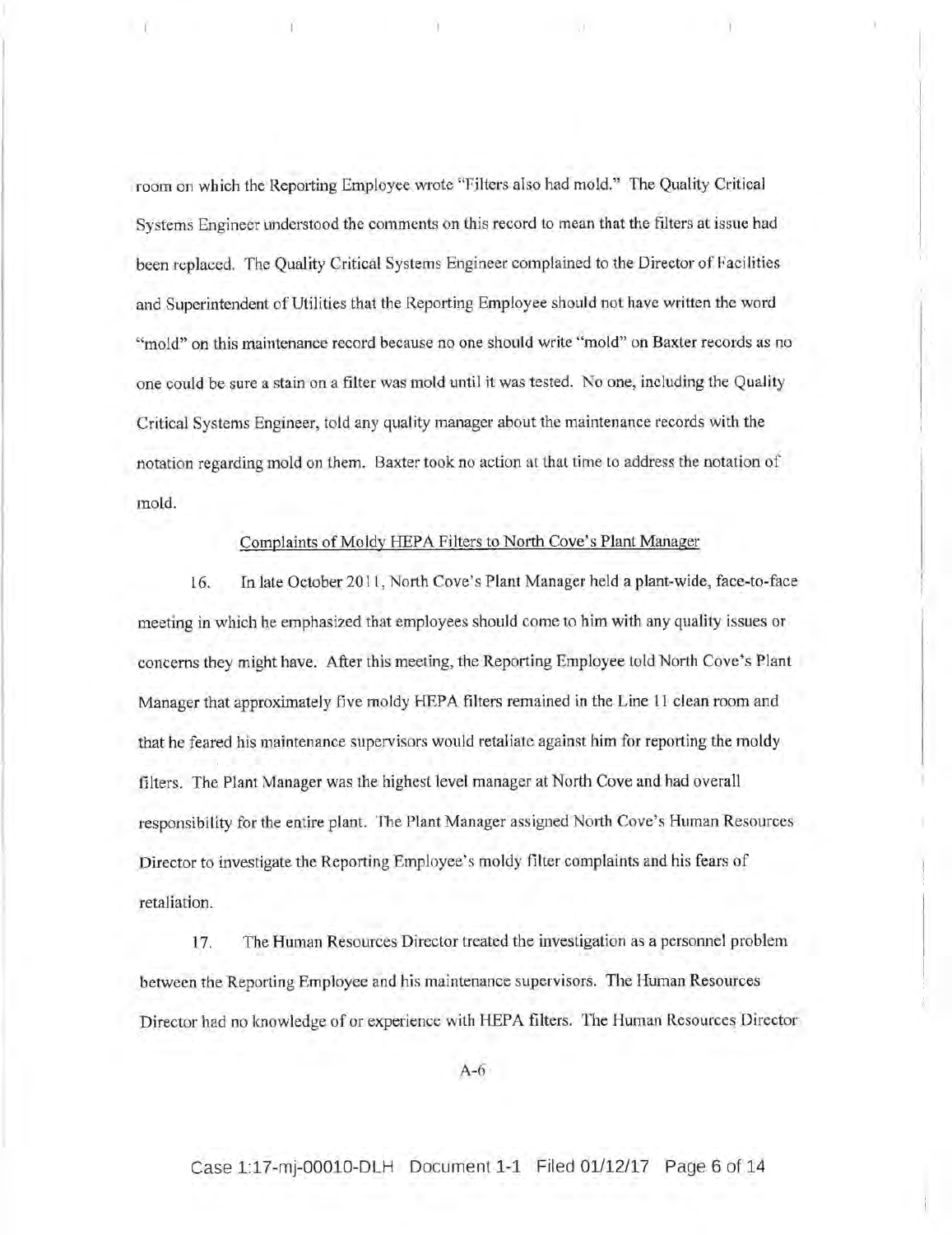room on which the Reporting Employee wrote "Filters also had mold." The Quality Critical Systems Engineer understood the comments on this record to mean that the filters at issue had been replaced. The Quality Critical Systems Engineer complained to the Director of Facilities and Superintendent of Utilities that the Reporting Employee should not have written the word "mold" on this maintenance record because no one should write "mold" on Baxter records as no one could be sure a stain on a filter was mold until it was tested. No one, including the Quality Critical Systems Engineer, told any quality manager about the maintenance records with the notation regarding mold on them. Baxter took no action at that time to address the notation of mold.

Complaints of Moldy HEPA Filters to North Cove's Plant Manager

16. In late October 2011, North Cove's Plant Manager held a plant-wide, face-to-face meeting in which he emphasized that employees should come to him with any quality issues or concerns they might have. After this meeting, the Reporting Employee told North Cove's Plant Manager that approximately five moldy HEPA filters remained in the Line 11 clean room and that he feared his maintenance supervisors would retaliate against him for reporting the moldy filters. The Plant Manager was the highest level manager at North Cove and had overall responsibility for the entire plant. The Plant Manager assigned North Cove's Human Resources Director to investigate the Reporting Employee's moldy filter complaints and his fears of retaliation.

17. The Human Resources Director treated the investigation as a personnel problem between the Reporting Employee and his maintenance supervisors. The Human Resources Director had no knowledge of or experience with HEPA filters. The Human Resources Director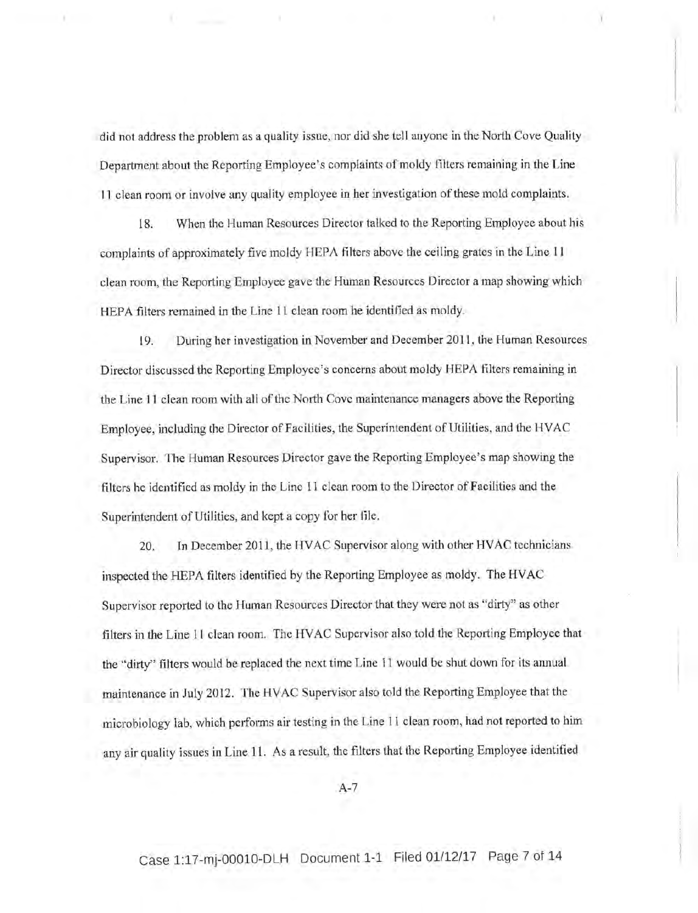did not address the problem as a quality issue, nor did she tell anyone in the North Cove Quality Department about the Reporting Employee's complaints of moldy filters remaining in the Line 11 clean room or involve any quality employee in her investigation of these mold complaints.

18. When the Human Resources Director talked to the Reporting Employee about his complaints of approximately five moldy HEPA filters above the ceiling grates in the Line 11 clean room, the Reporting Employee gave the Human Resources Director a map showing which HEPA filters remained in the Line 11 clean room he identified as moldy.

19. During her investigation in November and December 2011, the Human Resources Director discussed the Reporting Employee's concerns about moldy HEPA filters remaining in the Line 11 clean room with all of the North Cove maintenance managers above the Reporting Employee, including the Director of Facilities, the Superintendent of Utilities, and the HVAC Supervisor. The Human Resources Director gave the Reporting Employee's map showing the filters he identified as moldy in the Line 11 clean room to the Director of Facilities and the Superintendent of Utilities, and kept a copy for her file.

20. In December 2011, the HVAC Supervisor along with other HVAC technicians inspected the HEPA filters identified by the Reporting Employee as moldy. The HVAC Supervisor reported to the Human Resources Director that they were not as "dirty" as other filters in the Line 11 clean room. The HVAC Supervisor also told the Reporting Employee that the "dirty" filters would be replaced the next time Line 11 would be shut down for its annual maintenance in July 2012. The HVAC Supervisor also told the Reporting Employee that the microbiology lab, which performs air testing in the Line 11 clean room, had not reported to him any air quality issues in Line 11. As a result, the filters that the Reporting Employee identified

A-7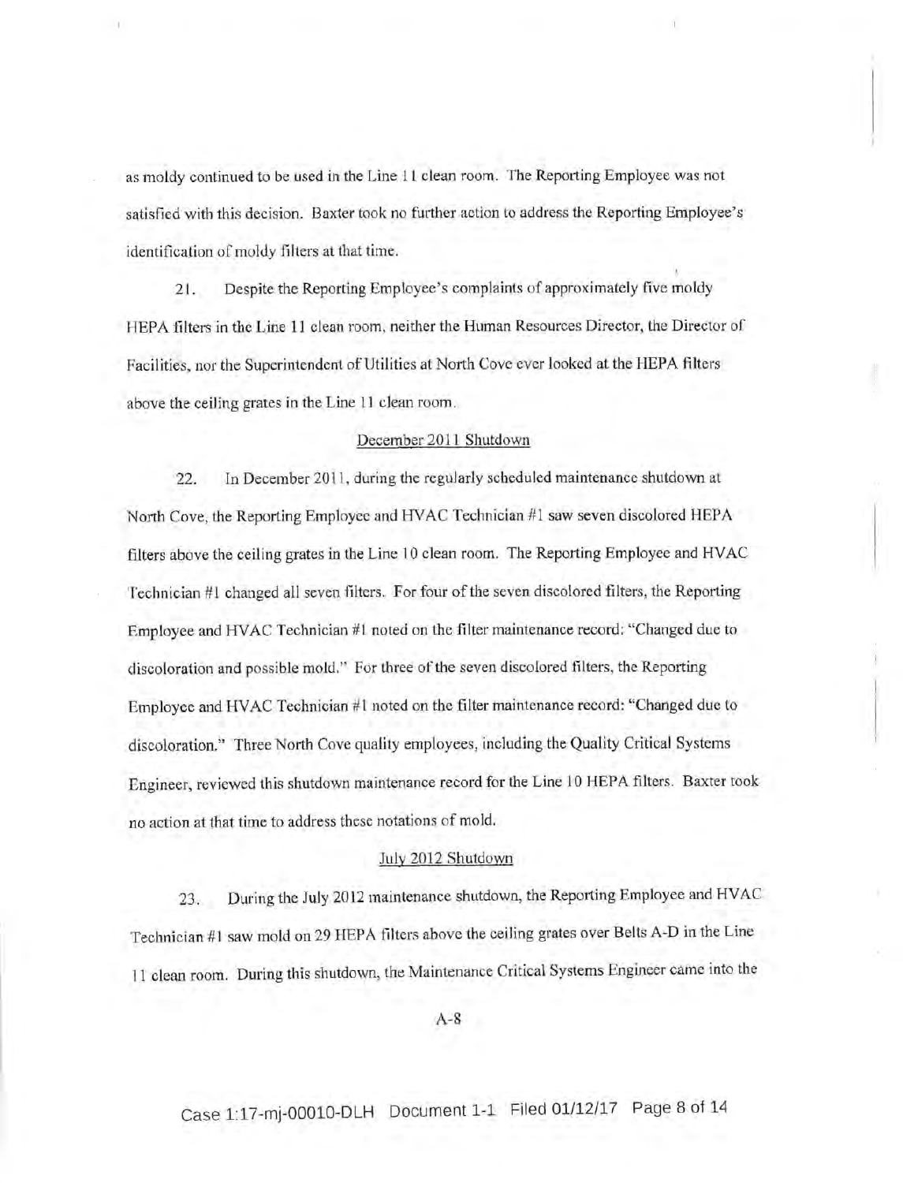as moldy continued to be used in the Line 11 clean room. The Reporting Employee was not satisfied with this decision. Baxter took no further action to address the Reporting Employee's identification of moldy filters at that time.

21. Despite the Reporting Employee's complaints of approximately five moldy HEPA filters in the Line 11 clean room, neither the Human Resources Director, the Director of Facilities, nor the Superintendent of Utilities at North Cove ever looked at the HEPA filters above the ceiling grates in the Line 11 clean room.

December 2011 Shutdown

22. In December 2011, during the regularly scheduled maintenance shutdown at North Cove, the Reporting Employee and HVAC Technician #1 saw seven discolored HEPA filters above the ceiling grates in the Line 10 clean room. The Reporting Employee and HVAC Technician #1 changed all seven filters. For four of the seven discolored filters, the Reporting Employee and HVAC Technician #1 noted on the filter maintenance record: "Changed due to discoloration and possible mold." For three of the seven discolored filters, the Reporting Employee and HVAC Technician #1 noted on the filter maintenance record: "Changed due to discoloration." Three North Cove quality employees, including the Quality Critical Systems Engineer, reviewed this shutdown maintenance record for the Line 10 HEPA filters. Baxter took no action at that time to address these notations of mold.

July 2012 Shutdown

23. During the July 2012 maintenance shutdown, the Reporting Employee and HVAC Technician #1 saw mold on 29 HEPA filters above the ceiling grates over Belts A-D in the Line 11 clean room. During this shutdown, the Maintenance Critical Systems Engineer came into the

A-8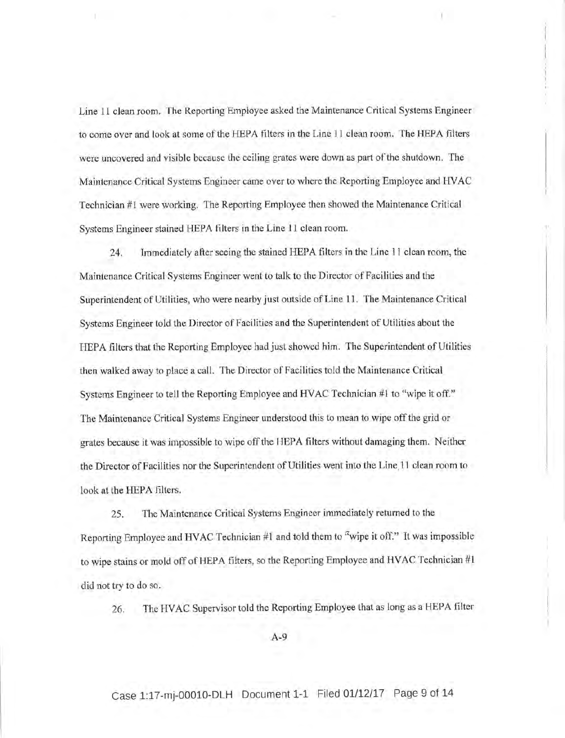Line 11 clean room. The Reporting Employee asked the Maintenance Critical Systems Engineer to come over and look at some of the HEPA filters in the Line 11 clean room. The HEPA filters were uncovered and visible because the ceiling grates were down as part of the shutdown. The Maintenance Critical Systems Engineer came over to where the Reporting Employee and HVAC Technician #1 were working. The Reporting Employee then showed the Maintenance Critical Systems Engineer stained HEPA filters in the Line 11 clean room.

24. Immediately after seeing the stained HEPA filters in the Line 11 clean room, the Maintenance Critical Systems Engineer went to talk to the Director of Facilities and the Superintendent of Utilities, who were nearby just outside of Line 11. The Maintenance Critical Systems Engineer told the Director of Facilities and the Superintendent of Utilities about the HEPA filters that the Reporting Employee had just showed him. The Superintendent of Utilities then walked away to place a call. The Director of Facilities told the Maintenance Critical Systems Engineer to tell the Reporting Employee and HVAC Technician #1 to "wipe it off." The Maintenance Critical Systems Engineer understood this to mean to wipe off the grid or grates because it was impossible to wipe off the HEPA filters without damaging them. Neither the Director of Facilities nor the Superintendent of Utilities went into the Line 11 clean room to look at the HEPA filters.

25. The Maintenance Critical Systems Engineer immediately returned to the Reporting Employee and HVAC Technician #1 and told them to "wipe it off." It was impossible to wipe stains or mold off of HEPA filters, so the Reporting Employee and HVAC Technician #1 did not try to do so.

26. The HVAC Supervisor told the Reporting Employee that as long as a HEPA filter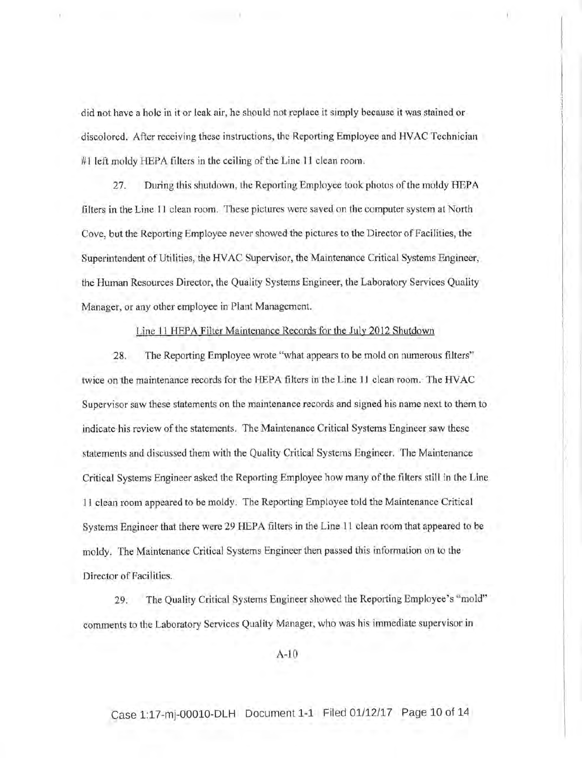did not have a hole in it or leak air, he should not replace it simply because it was stained or discolored. After receiving these instructions, the Reporting Employee and HVAC Technician #1 left moldy HEPA filters in the ceiling of the Line 11 clean room.

27. During this shutdown, the Reporting Employee took photos of the moldy HEPA filters in the Line 11 clean room. These pictures were saved on the computer system at North Cove, but the Reporting Employee never showed the pictures to the Director of Facilities, the Superintendent of Utilities, the HVAC Supervisor, the Maintenance Critical Systems Engineer, the Human Resources Director, the Quality Systems Engineer, the Laboratory Services Quality Manager, or any other employee in Plant Management.

Line 11 HEPA Filter Maintenance Records for the July 2012 Shutdown

28. The Reporting Employee wrote "what appears to be mold on numerous filters" twice on the maintenance records for the HEPA filters in the Line 11 clean room. The HVAC Supervisor saw these statements on the maintenance records and signed his name next to them to indicate his review of the statements. The Maintenance Critical Systems Engineer saw these statements and discussed them with the Quality Critical Systems Engineer. The Maintenance Critical Systems Engineer asked the Reporting Employee how many of the filters still in the Line 11 clean room appeared to be moldy. The Reporting Employee told the Maintenance Critical Systems Engineer that there were 29 HEPA filters in the Line 11 clean room that appeared to be moldy. The Maintenance Critical Systems Engineer then passed this information on to the Director of Facilities.

29. The Quality Critical Systems Engineer showed the Reporting Employee's "mold" comments to the Laboratory Services Quality Manager, who was his immediate supervisor in

A-10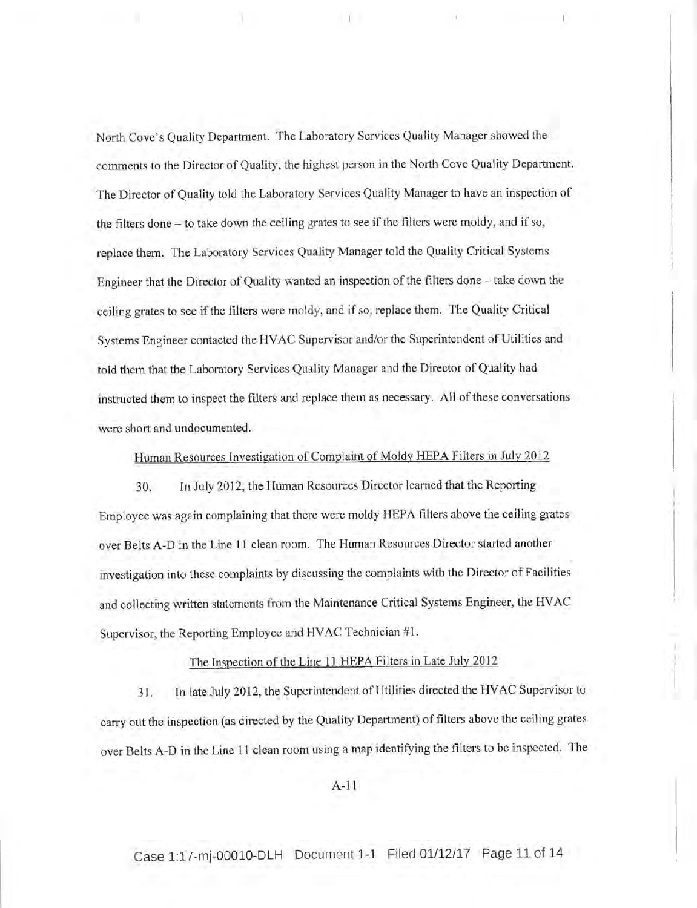North Cove's Quality Department. The Laboratory Services Quality Manager showed the comments to the Director of Quality, the highest person in the North Cove Quality Department. The Director of Quality told the Laboratory Services Quality Manager to have an inspection of the filters done – to take down the ceiling grates to see if the filters were moldy, and if so, replace them. The Laboratory Services Quality Manager told the Quality Critical Systems Engineer that the Director of Quality wanted an inspection of the filters done – take down the ceiling grates to see if the filters were moldy, and if so, replace them. The Quality Critical Systems Engineer contacted the HVAC Supervisor and/or the Superintendent of Utilities and told them that the Laboratory Services Quality Manager and the Director of Quality had instructed them to inspect the filters and replace them as necessary. All of these conversations were short and undocumented.

<u>Human Resources Investigation of Complaint of Moldy HEPA Filters in July 2012</u>

30. In July 2012, the Human Resources Director learned that the Reporting Employee was again complaining that there were moldy HEPA filters above the ceiling grates over Belts A-D in the Line 11 clean room. The Human Resources Director started another investigation into these complaints by discussing the complaints with the Director of Facilities and collecting written statements from the Maintenance Critical Systems Engineer, the HVAC Supervisor, the Reporting Employee and HVAC Technician #1.

<u>The Inspection of the Line 11 HEPA Filters in Late July 2012</u>

31. In late July 2012, the Superintendent of Utilities directed the HVAC Supervisor to carry out the inspection (as directed by the Quality Department) of filters above the ceiling grates over Belts A-D in the Line 11 clean room using a map identifying the filters to be inspected. The

A-11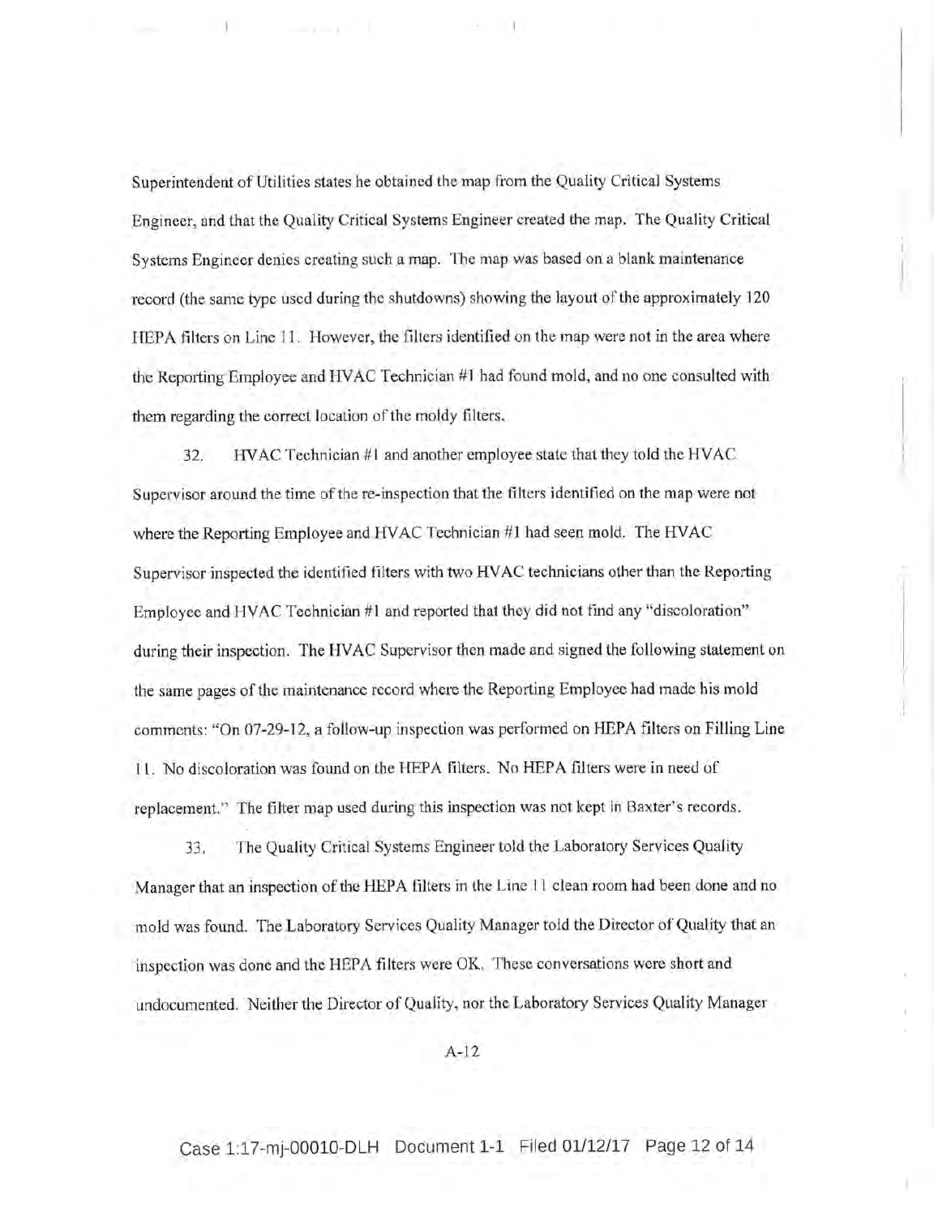Superintendent of Utilities states he obtained the map from the Quality Critical Systems Engineer, and that the Quality Critical Systems Engineer created the map. The Quality Critical Systems Engineer denies creating such a map. The map was based on a blank maintenance record (the same type used during the shutdowns) showing the layout of the approximately 120 HEPA filters on Line 11. However, the filters identified on the map were not in the area where the Reporting Employee and HVAC Technician #1 had found mold, and no one consulted with them regarding the correct location of the moldy filters.

32. HVAC Technician #1 and another employee state that they told the HVAC Supervisor around the time of the re-inspection that the filters identified on the map were not where the Reporting Employee and HVAC Technician #1 had seen mold. The HVAC Supervisor inspected the identified filters with two HVAC technicians other than the Reporting Employee and HVAC Technician #1 and reported that they did not find any "discoloration" during their inspection. The HVAC Supervisor then made and signed the following statement on the same pages of the maintenance record where the Reporting Employee had made his mold comments: "On 07-29-12, a follow-up inspection was performed on HEPA filters on Filling Line 11. No discoloration was found on the HEPA filters. No HEPA filters were in need of replacement." The filter map used during this inspection was not kept in Baxter's records.

33. The Quality Critical Systems Engineer told the Laboratory Services Quality Manager that an inspection of the HEPA filters in the Line 11 clean room had been done and no mold was found. The Laboratory Services Quality Manager told the Director of Quality that an inspection was done and the HEPA filters were OK. These conversations were short and undocumented. Neither the Director of Quality, nor the Laboratory Services Quality Manager

A-12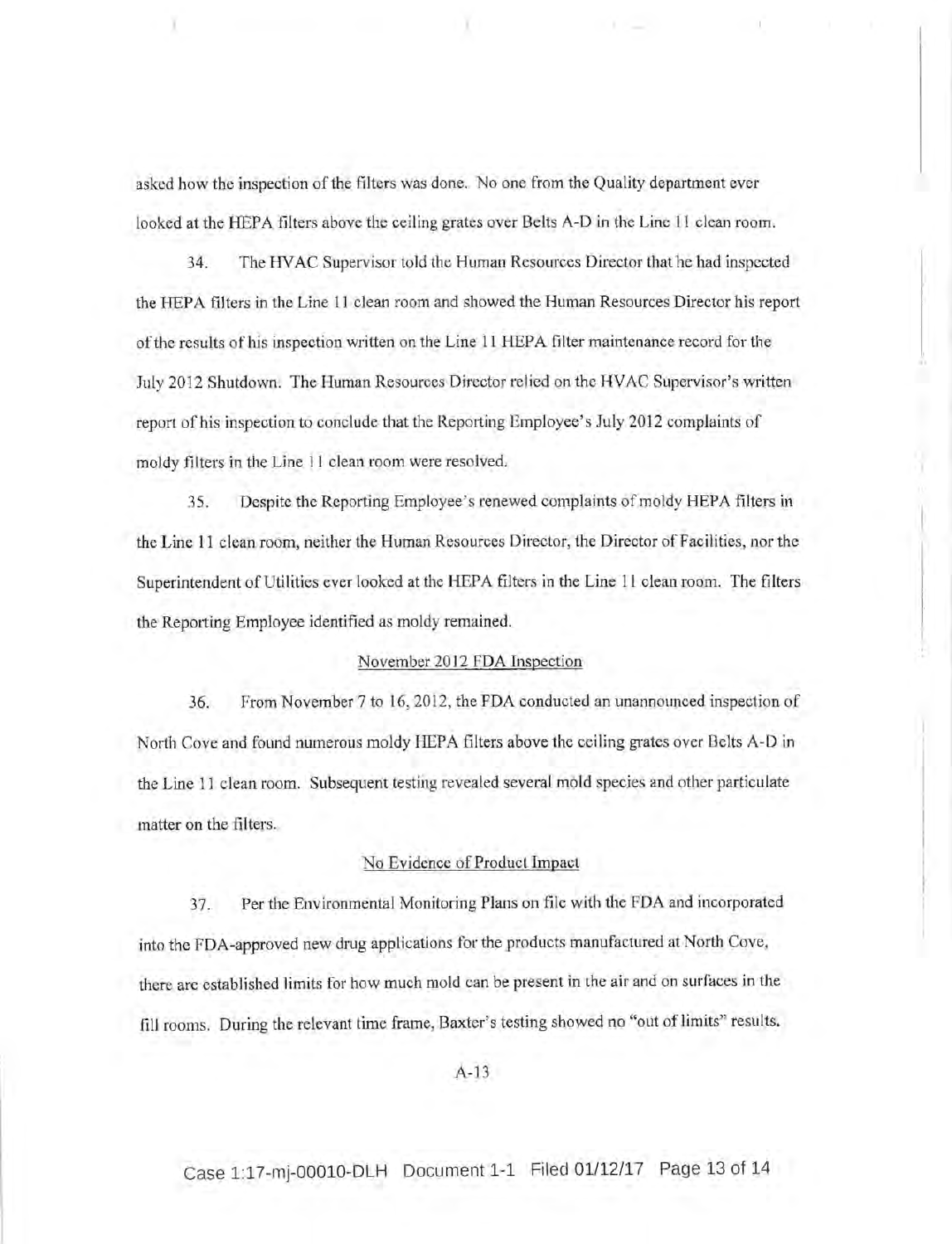asked how the inspection of the filters was done. No one from the Quality department ever looked at the HEPA filters above the ceiling grates over Belts A-D in the Line 11 clean room.

34. The HVAC Supervisor told the Human Resources Director that he had inspected the HEPA filters in the Line 11 clean room and showed the Human Resources Director his report of the results of his inspection written on the Line 11 HEPA filter maintenance record for the July 2012 Shutdown. The Human Resources Director relied on the HVAC Supervisor's written report of his inspection to conclude that the Reporting Employee's July 2012 complaints of moldy filters in the Line 11 clean room were resolved.

35. Despite the Reporting Employee's renewed complaints of moldy HEPA filters in the Line 11 clean room, neither the Human Resources Director, the Director of Facilities, nor the Superintendent of Utilities ever looked at the HEPA filters in the Line 11 clean room. The filters the Reporting Employee identified as moldy remained.

November 2012 FDA Inspection

36. From November 7 to 16, 2012, the FDA conducted an unannounced inspection of North Cove and found numerous moldy HEPA filters above the ceiling grates over Belts A-D in the Line 11 clean room. Subsequent testing revealed several mold species and other particulate matter on the filters.

No Evidence of Product Impact

37. Per the Environmental Monitoring Plans on file with the FDA and incorporated into the FDA-approved new drug applications for the products manufactured at North Cove, there are established limits for how much mold can be present in the air and on surfaces in the fill rooms. During the relevant time frame, Baxter's testing showed no "out of limits" results.

A-13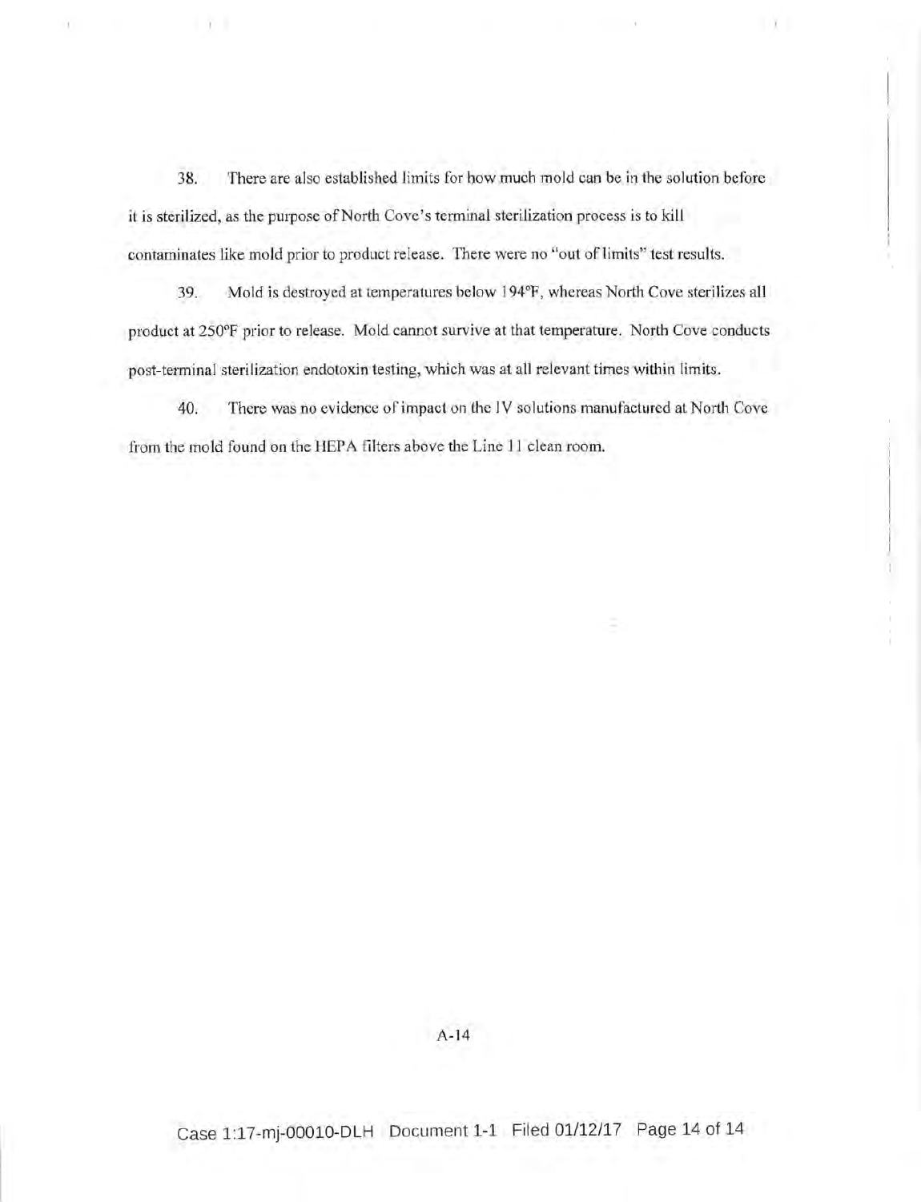38. There are also established limits for how much mold can be in the solution before it is sterilized, as the purpose of North Cove's terminal sterilization process is to kill contaminates like mold prior to product release. There were no "out of limits" test results.

39. Mold is destroyed at temperatures below 194°F, whereas North Cove sterilizes all product at 250°F prior to release. Mold cannot survive at that temperature. North Cove conducts post-terminal sterilization endotoxin testing, which was at all relevant times within limits.

40. There was no evidence of impact on the IV solutions manufactured at North Cove from the mold found on the HEPA filters above the Line 11 clean room.